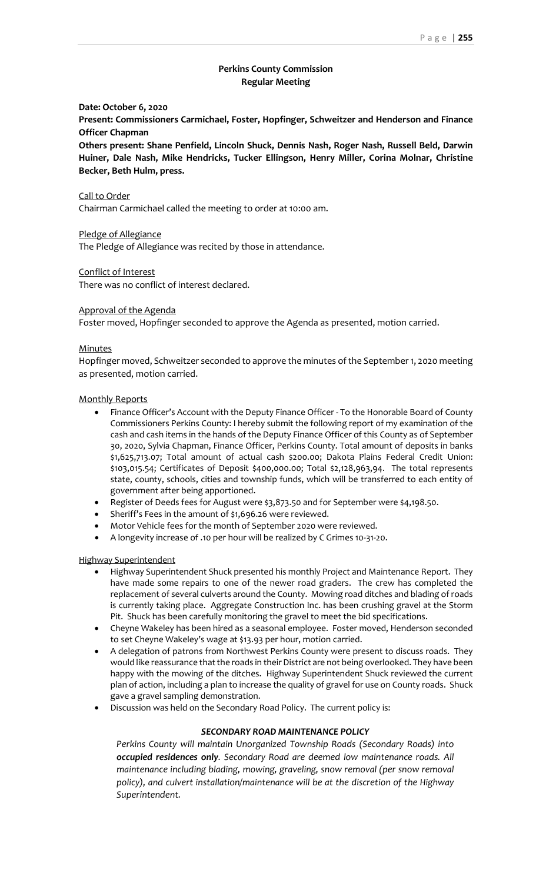## Perkins County Commission
## Regular Meeting

**Date: October 6, 2020**

**Present: Commissioners Carmichael, Foster, Hopfinger, Schweitzer and Henderson and Finance Officer Chapman**

**Others present: Shane Penfield, Lincoln Shuck, Dennis Nash, Roger Nash, Russell Beld, Darwin Huiner, Dale Nash, Mike Hendricks, Tucker Ellingson, Henry Miller, Corina Molnar, Christine Becker, Beth Hulm, press.**

Call to Order

Chairman Carmichael called the meeting to order at 10:00 am.

Pledge of Allegiance

The Pledge of Allegiance was recited by those in attendance.

Conflict of Interest

There was no conflict of interest declared.

Approval of the Agenda

Foster moved, Hopfinger seconded to approve the Agenda as presented, motion carried.

Minutes

Hopfinger moved, Schweitzer seconded to approve the minutes of the September 1, 2020 meeting as presented, motion carried.

Monthly Reports

- Finance Officer's Account with the Deputy Finance Officer - To the Honorable Board of County Commissioners Perkins County: I hereby submit the following report of my examination of the cash and cash items in the hands of the Deputy Finance Officer of this County as of September 30, 2020, Sylvia Chapman, Finance Officer, Perkins County. Total amount of deposits in banks $1,625,713.07; Total amount of actual cash $200.00; Dakota Plains Federal Credit Union: $103,015.54; Certificates of Deposit $400,000.00; Total $2,128,963,94. The total represents state, county, schools, cities and township funds, which will be transferred to each entity of government after being apportioned.
- Register of Deeds fees for August were $3,873.50 and for September were $4,198.50.
- Sheriff's Fees in the amount of $1,696.26 were reviewed.
- Motor Vehicle fees for the month of September 2020 were reviewed.
- A longevity increase of .10 per hour will be realized by C Grimes 10-31-20.

Highway Superintendent

- Highway Superintendent Shuck presented his monthly Project and Maintenance Report. They have made some repairs to one of the newer road graders. The crew has completed the replacement of several culverts around the County. Mowing road ditches and blading of roads is currently taking place. Aggregate Construction Inc. has been crushing gravel at the Storm Pit. Shuck has been carefully monitoring the gravel to meet the bid specifications.
- Cheyne Wakeley has been hired as a seasonal employee. Foster moved, Henderson seconded to set Cheyne Wakeley's wage at $13.93 per hour, motion carried.
- A delegation of patrons from Northwest Perkins County were present to discuss roads. They would like reassurance that the roads in their District are not being overlooked. They have been happy with the mowing of the ditches. Highway Superintendent Shuck reviewed the current plan of action, including a plan to increase the quality of gravel for use on County roads. Shuck gave a gravel sampling demonstration.
- Discussion was held on the Secondary Road Policy. The current policy is:

***SECONDARY ROAD MAINTENANCE POLICY***

*Perkins County will maintain Unorganized Township Roads (Secondary Roads) into **occupied residences only**. Secondary Road are deemed low maintenance roads. All maintenance including blading, mowing, graveling, snow removal (per snow removal policy), and culvert installation/maintenance will be at the discretion of the Highway Superintendent.*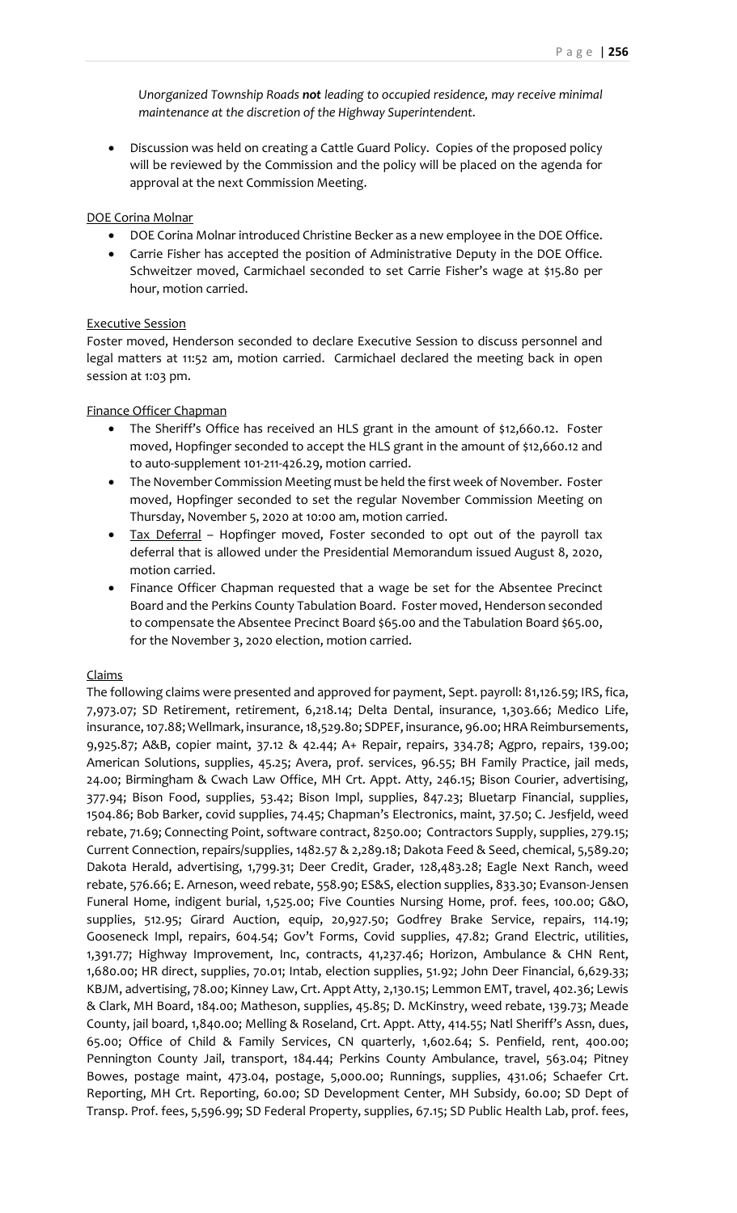*Unorganized Township Roads **not** leading to occupied residence, may receive minimal maintenance at the discretion of the Highway Superintendent.*

- Discussion was held on creating a Cattle Guard Policy. Copies of the proposed policy will be reviewed by the Commission and the policy will be placed on the agenda for approval at the next Commission Meeting.

DOE Corina Molnar

- DOE Corina Molnar introduced Christine Becker as a new employee in the DOE Office.
- Carrie Fisher has accepted the position of Administrative Deputy in the DOE Office. Schweitzer moved, Carmichael seconded to set Carrie Fisher's wage at $15.80 per hour, motion carried.

Executive Session

Foster moved, Henderson seconded to declare Executive Session to discuss personnel and legal matters at 11:52 am, motion carried. Carmichael declared the meeting back in open session at 1:03 pm.

Finance Officer Chapman

- The Sheriff's Office has received an HLS grant in the amount of $12,660.12. Foster moved, Hopfinger seconded to accept the HLS grant in the amount of $12,660.12 and to auto-supplement 101-211-426.29, motion carried.
- The November Commission Meeting must be held the first week of November. Foster moved, Hopfinger seconded to set the regular November Commission Meeting on Thursday, November 5, 2020 at 10:00 am, motion carried.
- Tax Deferral – Hopfinger moved, Foster seconded to opt out of the payroll tax deferral that is allowed under the Presidential Memorandum issued August 8, 2020, motion carried.
- Finance Officer Chapman requested that a wage be set for the Absentee Precinct Board and the Perkins County Tabulation Board. Foster moved, Henderson seconded to compensate the Absentee Precinct Board $65.00 and the Tabulation Board $65.00, for the November 3, 2020 election, motion carried.

Claims

The following claims were presented and approved for payment, Sept. payroll: 81,126.59; IRS, fica, 7,973.07; SD Retirement, retirement, 6,218.14; Delta Dental, insurance, 1,303.66; Medico Life, insurance, 107.88; Wellmark, insurance, 18,529.80; SDPEF, insurance, 96.00; HRA Reimbursements, 9,925.87; A&B, copier maint, 37.12 & 42.44; A+ Repair, repairs, 334.78; Agpro, repairs, 139.00; American Solutions, supplies, 45.25; Avera, prof. services, 96.55; BH Family Practice, jail meds, 24.00; Birmingham & Cwach Law Office, MH Crt. Appt. Atty, 246.15; Bison Courier, advertising, 377.94; Bison Food, supplies, 53.42; Bison Impl, supplies, 847.23; Bluetarp Financial, supplies, 1504.86; Bob Barker, covid supplies, 74.45; Chapman's Electronics, maint, 37.50; C. Jesfjeld, weed rebate, 71.69; Connecting Point, software contract, 8250.00; Contractors Supply, supplies, 279.15; Current Connection, repairs/supplies, 1482.57 & 2,289.18; Dakota Feed & Seed, chemical, 5,589.20; Dakota Herald, advertising, 1,799.31; Deer Credit, Grader, 128,483.28; Eagle Next Ranch, weed rebate, 576.66; E. Arneson, weed rebate, 558.90; ES&S, election supplies, 833.30; Evanson-Jensen Funeral Home, indigent burial, 1,525.00; Five Counties Nursing Home, prof. fees, 100.00; G&O, supplies, 512.95; Girard Auction, equip, 20,927.50; Godfrey Brake Service, repairs, 114.19; Gooseneck Impl, repairs, 604.54; Gov't Forms, Covid supplies, 47.82; Grand Electric, utilities, 1,391.77; Highway Improvement, Inc, contracts, 41,237.46; Horizon, Ambulance & CHN Rent, 1,680.00; HR direct, supplies, 70.01; Intab, election supplies, 51.92; John Deer Financial, 6,629.33; KBJM, advertising, 78.00; Kinney Law, Crt. Appt Atty, 2,130.15; Lemmon EMT, travel, 402.36; Lewis & Clark, MH Board, 184.00; Matheson, supplies, 45.85; D. McKinstry, weed rebate, 139.73; Meade County, jail board, 1,840.00; Melling & Roseland, Crt. Appt. Atty, 414.55; Natl Sheriff's Assn, dues, 65.00; Office of Child & Family Services, CN quarterly, 1,602.64; S. Penfield, rent, 400.00; Pennington County Jail, transport, 184.44; Perkins County Ambulance, travel, 563.04; Pitney Bowes, postage maint, 473.04, postage, 5,000.00; Runnings, supplies, 431.06; Schaefer Crt. Reporting, MH Crt. Reporting, 60.00; SD Development Center, MH Subsidy, 60.00; SD Dept of Transp. Prof. fees, 5,596.99; SD Federal Property, supplies, 67.15; SD Public Health Lab, prof. fees,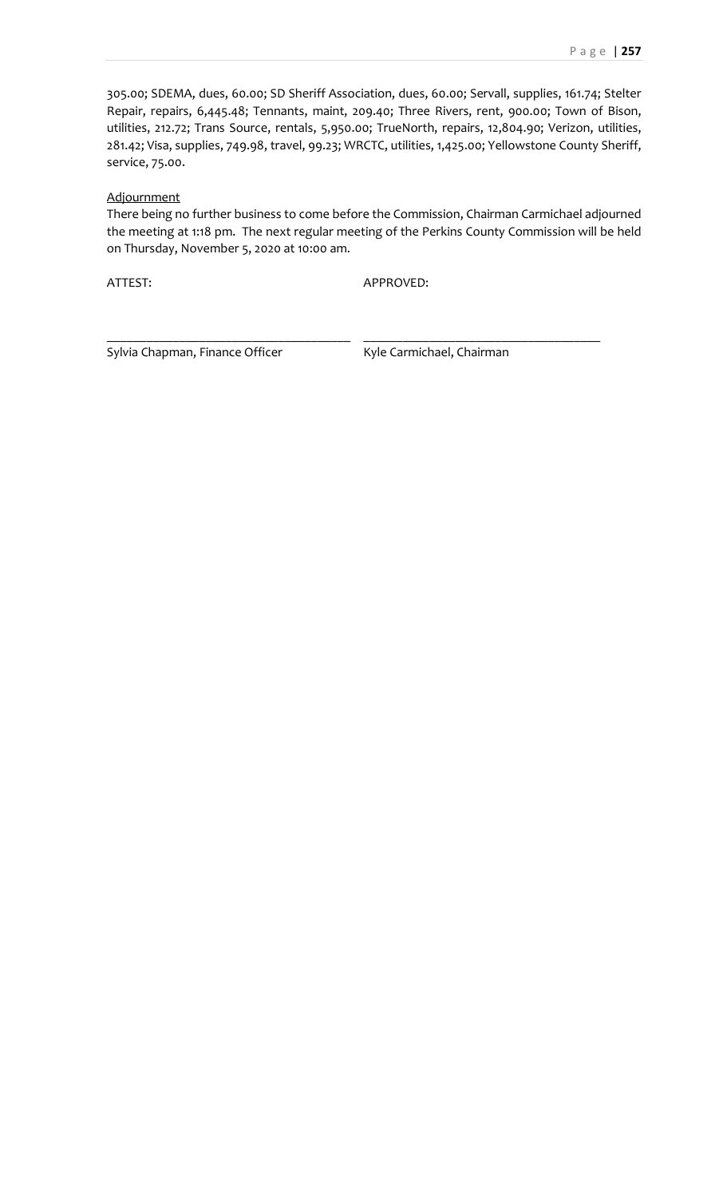305.00; SDEMA, dues, 60.00; SD Sheriff Association, dues, 60.00; Servall, supplies, 161.74; Stelter Repair, repairs, 6,445.48; Tennants, maint, 209.40; Three Rivers, rent, 900.00; Town of Bison, utilities, 212.72; Trans Source, rentals, 5,950.00; TrueNorth, repairs, 12,804.90; Verizon, utilities, 281.42; Visa, supplies, 749.98, travel, 99.23; WRCTC, utilities, 1,425.00; Yellowstone County Sheriff, service, 75.00.

Adjournment

There being no further business to come before the Commission, Chairman Carmichael adjourned the meeting at 1:18 pm. The next regular meeting of the Perkins County Commission will be held on Thursday, November 5, 2020 at 10:00 am.

ATTEST: APPROVED:

_______________________________ _______________________________

Sylvia Chapman, Finance Officer Kyle Carmichael, Chairman